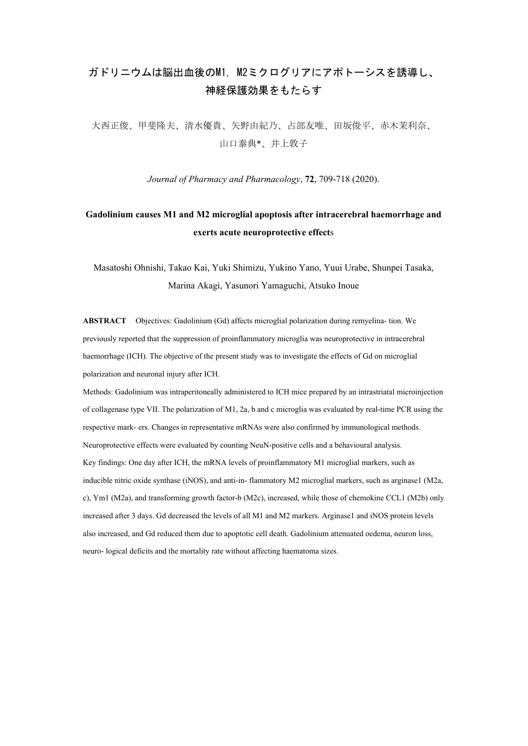# ガドリニウムは脳出血後のM1，M2ミクログリアにアポトーシスを誘導し、神経保護効果をもたらす

大西正俊、甲斐隆夫、清水優貴、矢野由紀乃、占部友唯、田坂俊平、赤木茉利奈、山口泰典*、井上敦子

*Journal of Pharmacy and Pharmacology*, **72**, 709-718 (2020).

## Gadolinium causes M1 and M2 microglial apoptosis after intracerebral haemorrhage and exerts acute neuroprotective effects

Masatoshi Ohnishi, Takao Kai, Yuki Shimizu, Yukino Yano, Yuui Urabe, Shunpei Tasaka, Marina Akagi, Yasunori Yamaguchi, Atsuko Inoue

**ABSTRACT** Objectives: Gadolinium (Gd) affects microglial polarization during remyelina- tion. We previously reported that the suppression of proinflammatory microglia was neuroprotective in intracerebral haemorrhage (ICH). The objective of the present study was to investigate the effects of Gd on microglial polarization and neuronal injury after ICH.

Methods: Gadolinium was intraperitoneally administered to ICH mice prepared by an intrastriatal microinjection of collagenase type VII. The polarization of M1, 2a, b and c microglia was evaluated by real-time PCR using the respective mark- ers. Changes in representative mRNAs were also confirmed by immunological methods. Neuroprotective effects were evaluated by counting NeuN-positive cells and a behavioural analysis.

Key findings: One day after ICH, the mRNA levels of proinflammatory M1 microglial markers, such as inducible nitric oxide synthase (iNOS), and anti-in- flammatory M2 microglial markers, such as arginase1 (M2a, c), Ym1 (M2a), and transforming growth factor-b (M2c), increased, while those of chemokine CCL1 (M2b) only increased after 3 days. Gd decreased the levels of all M1 and M2 markers. Arginase1 and iNOS protein levels also increased, and Gd reduced them due to apoptotic cell death. Gadolinium attenuated oedema, neuron loss, neuro- logical deficits and the mortality rate without affecting haematoma sizes.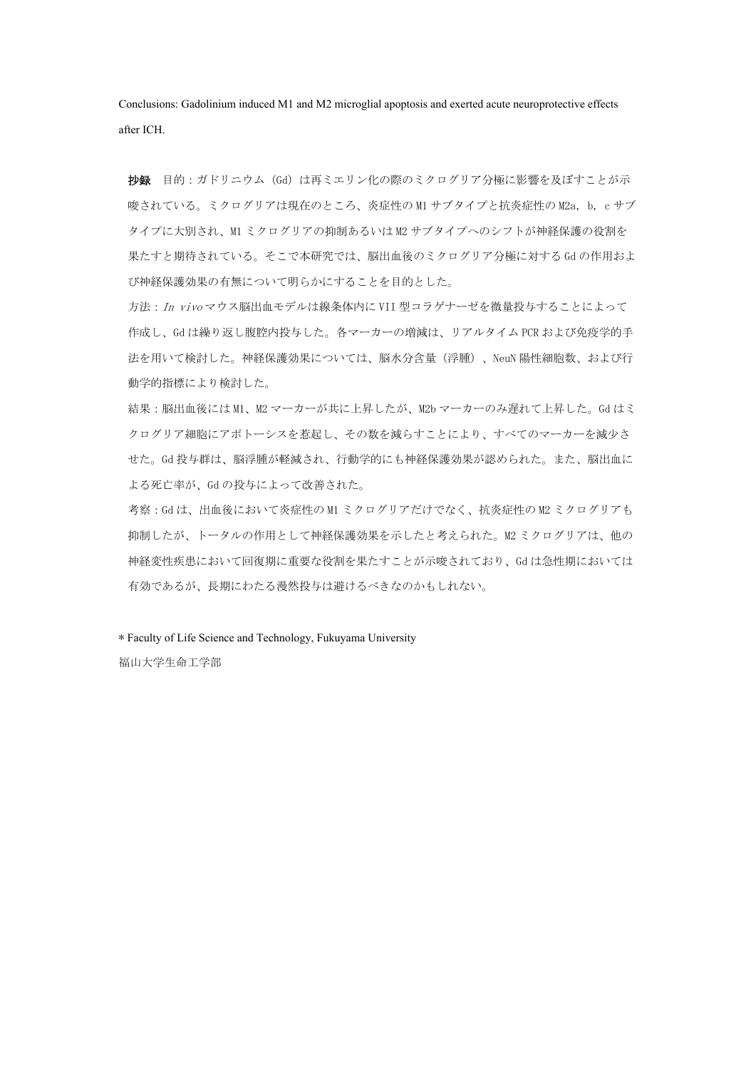Conclusions: Gadolinium induced M1 and M2 microglial apoptosis and exerted acute neuroprotective effects after ICH.

**抄録**　目的：ガドリニウム（Gd）は再ミエリン化の際のミクログリア分極に影響を及ぼすことが示唆されている。ミクログリアは現在のところ、炎症性の M1 サブタイプと抗炎症性の M2a, b, c サブタイプに大別され、M1 ミクログリアの抑制あるいは M2 サブタイプへのシフトが神経保護の役割を果たすと期待されている。そこで本研究では、脳出血後のミクログリア分極に対する Gd の作用および神経保護効果の有無について明らかにすることを目的とした。

方法：*In vivo* マウス脳出血モデルは線条体内に VII 型コラゲナーゼを微量投与することによって作成し、Gd は繰り返し腹腔内投与した。各マーカーの増減は、リアルタイム PCR および免疫学的手法を用いて検討した。神経保護効果については、脳水分含量（浮腫）、NeuN 陽性細胞数、および行動学的指標により検討した。

結果：脳出血後には M1、M2 マーカーが共に上昇したが、M2b マーカーのみ遅れて上昇した。Gd はミクログリア細胞にアポトーシスを惹起し、その数を減らすことにより、すべてのマーカーを減少させた。Gd 投与群は、脳浮腫が軽減され、行動学的にも神経保護効果が認められた。また、脳出血による死亡率が、Gd の投与によって改善された。

考察：Gd は、出血後において炎症性の M1 ミクログリアだけでなく、抗炎症性の M2 ミクログリアも抑制したが、トータルの作用として神経保護効果を示したと考えられた。M2 ミクログリアは、他の神経変性疾患において回復期に重要な役割を果たすことが示唆されており、Gd は急性期においては有効であるが、長期にわたる漫然投与は避けるべきなのかもしれない。

* Faculty of Life Science and Technology, Fukuyama University
福山大学生命工学部